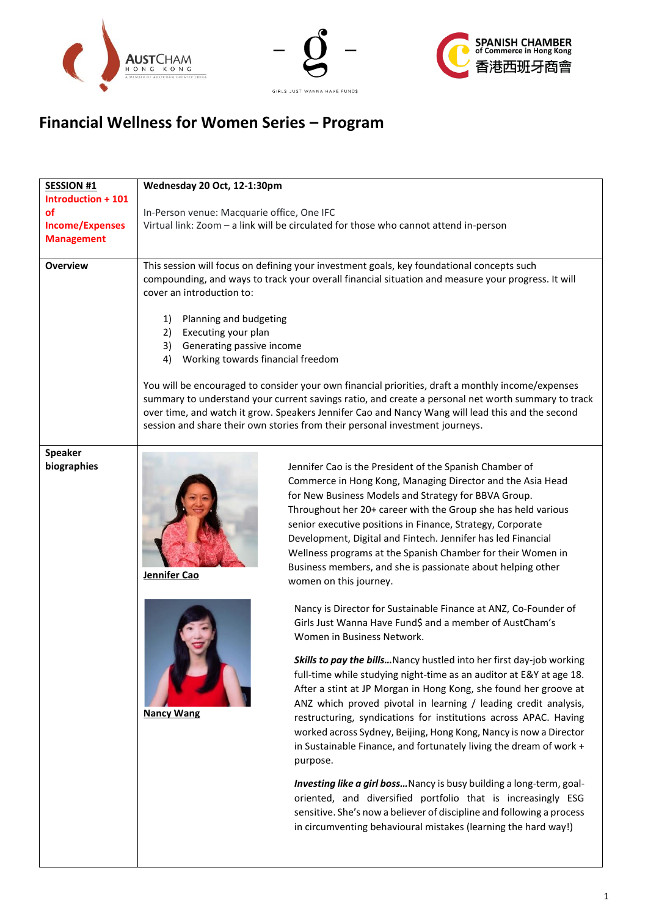# Financial Wellness for Women Series – Program

| **SESSION #1** **Introduction + 101 of Income/Expenses Management** | **Wednesday 20 Oct, 12-1:30pm**<br><br>In-Person venue: Macquarie office, One IFC<br>Virtual link: Zoom – a link will be circulated for those who cannot attend in-person |
|---|---|
| **Overview** | This session will focus on defining your investment goals, key foundational concepts such compounding, and ways to track your overall financial situation and measure your progress. It will cover an introduction to:<br><br>1) Planning and budgeting<br>2) Executing your plan<br>3) Generating passive income<br>4) Working towards financial freedom<br><br>You will be encouraged to consider your own financial priorities, draft a monthly income/expenses summary to understand your current savings ratio, and create a personal net worth summary to track over time, and watch it grow. Speakers Jennifer Cao and Nancy Wang will lead this and the second session and share their own stories from their personal investment journeys. |
| **Speaker biographies** | **Jennifer Cao**<br><br>Jennifer Cao is the President of the Spanish Chamber of Commerce in Hong Kong, Managing Director and the Asia Head for New Business Models and Strategy for BBVA Group. Throughout her 20+ career with the Group she has held various senior executive positions in Finance, Strategy, Corporate Development, Digital and Fintech. Jennifer has led Financial Wellness programs at the Spanish Chamber for their Women in Business members, and she is passionate about helping other women on this journey.<br><br>**Nancy Wang**<br><br>Nancy is Director for Sustainable Finance at ANZ, Co-Founder of Girls Just Wanna Have Fund$ and a member of AustCham's Women in Business Network.<br><br>***Skills to pay the bills…*** Nancy hustled into her first day-job working full-time while studying night-time as an auditor at E&Y at age 18. After a stint at JP Morgan in Hong Kong, she found her groove at ANZ which proved pivotal in learning / leading credit analysis, restructuring, syndications for institutions across APAC. Having worked across Sydney, Beijing, Hong Kong, Nancy is now a Director in Sustainable Finance, and fortunately living the dream of work + purpose.<br><br>***Investing like a girl boss…*** Nancy is busy building a long-term, goal-oriented, and diversified portfolio that is increasingly ESG sensitive. She's now a believer of discipline and following a process in circumventing behavioural mistakes (learning the hard way!) |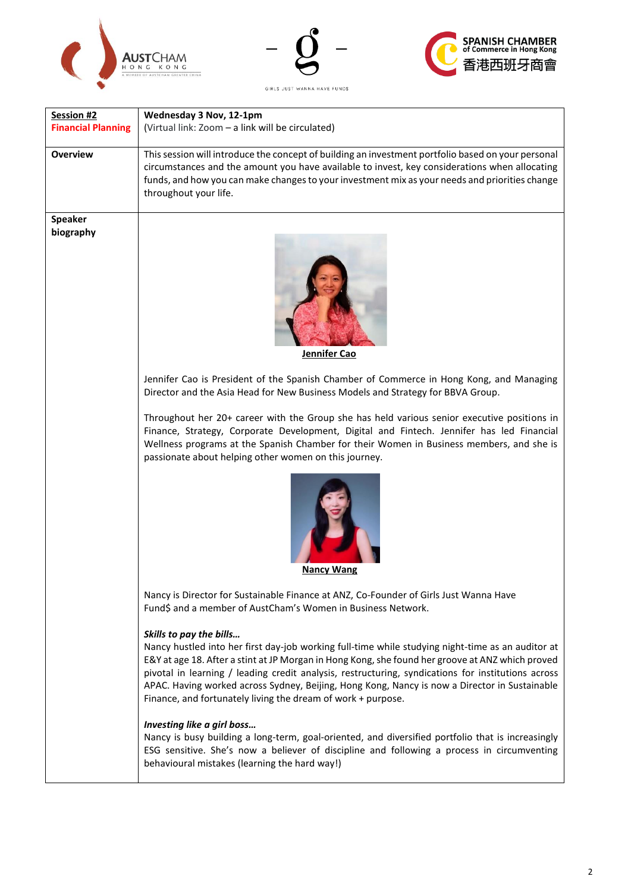| **Session #2** **Financial Planning** | **Wednesday 3 Nov, 12-1pm** (Virtual link: Zoom – a link will be circulated) |
|---|---|
| **Overview** | This session will introduce the concept of building an investment portfolio based on your personal circumstances and the amount you have available to invest, key considerations when allocating funds, and how you can make changes to your investment mix as your needs and priorities change throughout your life. |
| **Speaker biography** | **Jennifer Cao**<br><br>Jennifer Cao is President of the Spanish Chamber of Commerce in Hong Kong, and Managing Director and the Asia Head for New Business Models and Strategy for BBVA Group.<br><br>Throughout her 20+ career with the Group she has held various senior executive positions in Finance, Strategy, Corporate Development, Digital and Fintech. Jennifer has led Financial Wellness programs at the Spanish Chamber for their Women in Business members, and she is passionate about helping other women on this journey.<br><br>**Nancy Wang**<br><br>Nancy is Director for Sustainable Finance at ANZ, Co-Founder of Girls Just Wanna Have Fund$ and a member of AustCham's Women in Business Network.<br><br>***Skills to pay the bills…***<br>Nancy hustled into her first day-job working full-time while studying night-time as an auditor at E&Y at age 18. After a stint at JP Morgan in Hong Kong, she found her groove at ANZ which proved pivotal in learning / leading credit analysis, restructuring, syndications for institutions across APAC. Having worked across Sydney, Beijing, Hong Kong, Nancy is now a Director in Sustainable Finance, and fortunately living the dream of work + purpose.<br><br>***Investing like a girl boss…***<br>Nancy is busy building a long-term, goal-oriented, and diversified portfolio that is increasingly ESG sensitive. She's now a believer of discipline and following a process in circumventing behavioural mistakes (learning the hard way!) |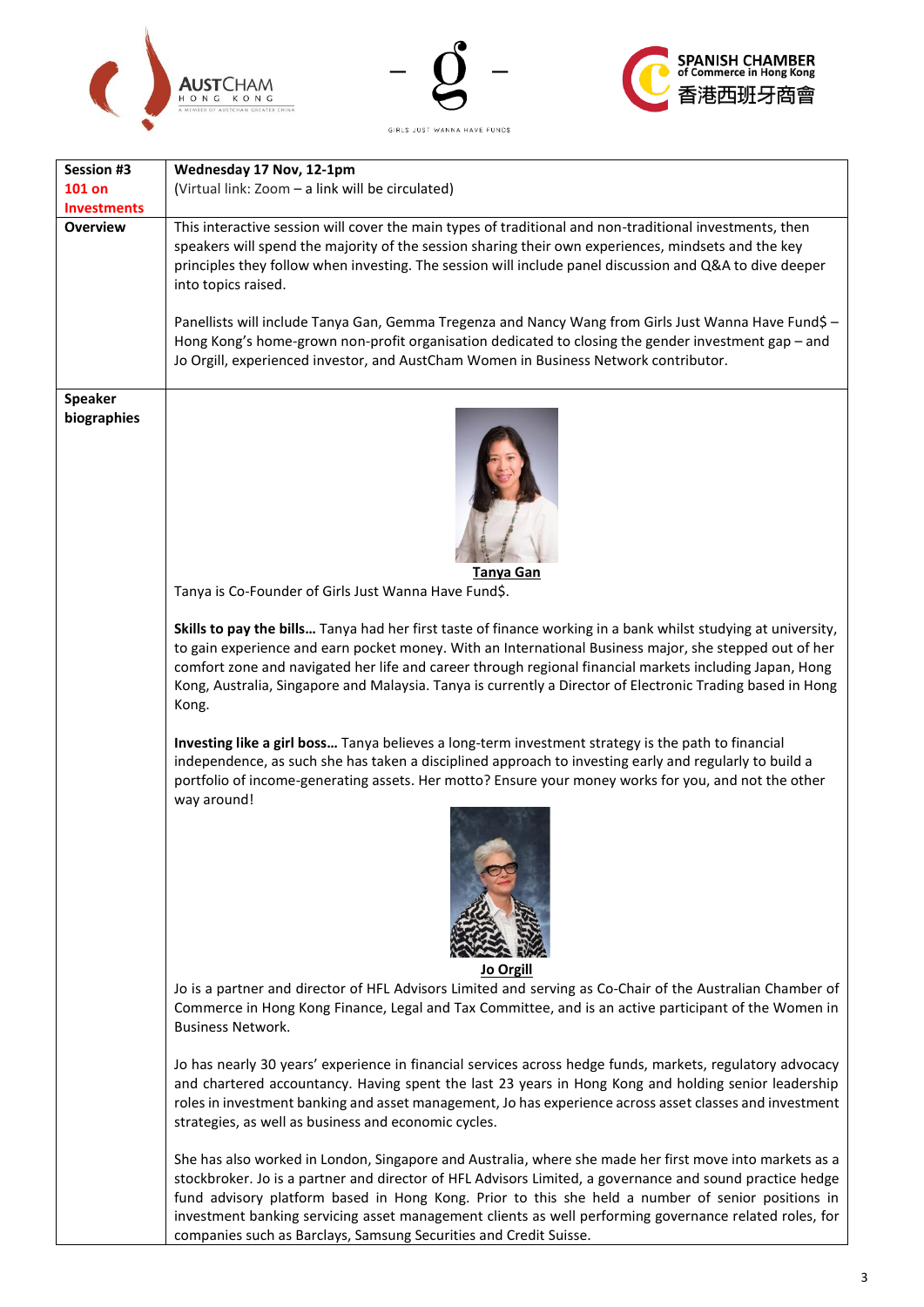| Session #3<br>101 on Investments | Wednesday 17 Nov, 12-1pm<br>(Virtual link: Zoom – a link will be circulated) |
|---|---|
| Overview | This interactive session will cover the main types of traditional and non-traditional investments, then speakers will spend the majority of the session sharing their own experiences, mindsets and the key principles they follow when investing. The session will include panel discussion and Q&A to dive deeper into topics raised.<br><br>Panellists will include Tanya Gan, Gemma Tregenza and Nancy Wang from Girls Just Wanna Have Fund$ – Hong Kong's home-grown non-profit organisation dedicated to closing the gender investment gap – and Jo Orgill, experienced investor, and AustCham Women in Business Network contributor. |
| Speaker biographies | **Tanya Gan**<br>Tanya is Co-Founder of Girls Just Wanna Have Fund$.<br><br>**Skills to pay the bills…** Tanya had her first taste of finance working in a bank whilst studying at university, to gain experience and earn pocket money. With an International Business major, she stepped out of her comfort zone and navigated her life and career through regional financial markets including Japan, Hong Kong, Australia, Singapore and Malaysia. Tanya is currently a Director of Electronic Trading based in Hong Kong.<br><br>**Investing like a girl boss…** Tanya believes a long-term investment strategy is the path to financial independence, as such she has taken a disciplined approach to investing early and regularly to build a portfolio of income-generating assets. Her motto? Ensure your money works for you, and not the other way around!<br><br>**Jo Orgill**<br>Jo is a partner and director of HFL Advisors Limited and serving as Co-Chair of the Australian Chamber of Commerce in Hong Kong Finance, Legal and Tax Committee, and is an active participant of the Women in Business Network.<br><br>Jo has nearly 30 years' experience in financial services across hedge funds, markets, regulatory advocacy and chartered accountancy. Having spent the last 23 years in Hong Kong and holding senior leadership roles in investment banking and asset management, Jo has experience across asset classes and investment strategies, as well as business and economic cycles.<br><br>She has also worked in London, Singapore and Australia, where she made her first move into markets as a stockbroker. Jo is a partner and director of HFL Advisors Limited, a governance and sound practice hedge fund advisory platform based in Hong Kong. Prior to this she held a number of senior positions in investment banking servicing asset management clients as well performing governance related roles, for companies such as Barclays, Samsung Securities and Credit Suisse. |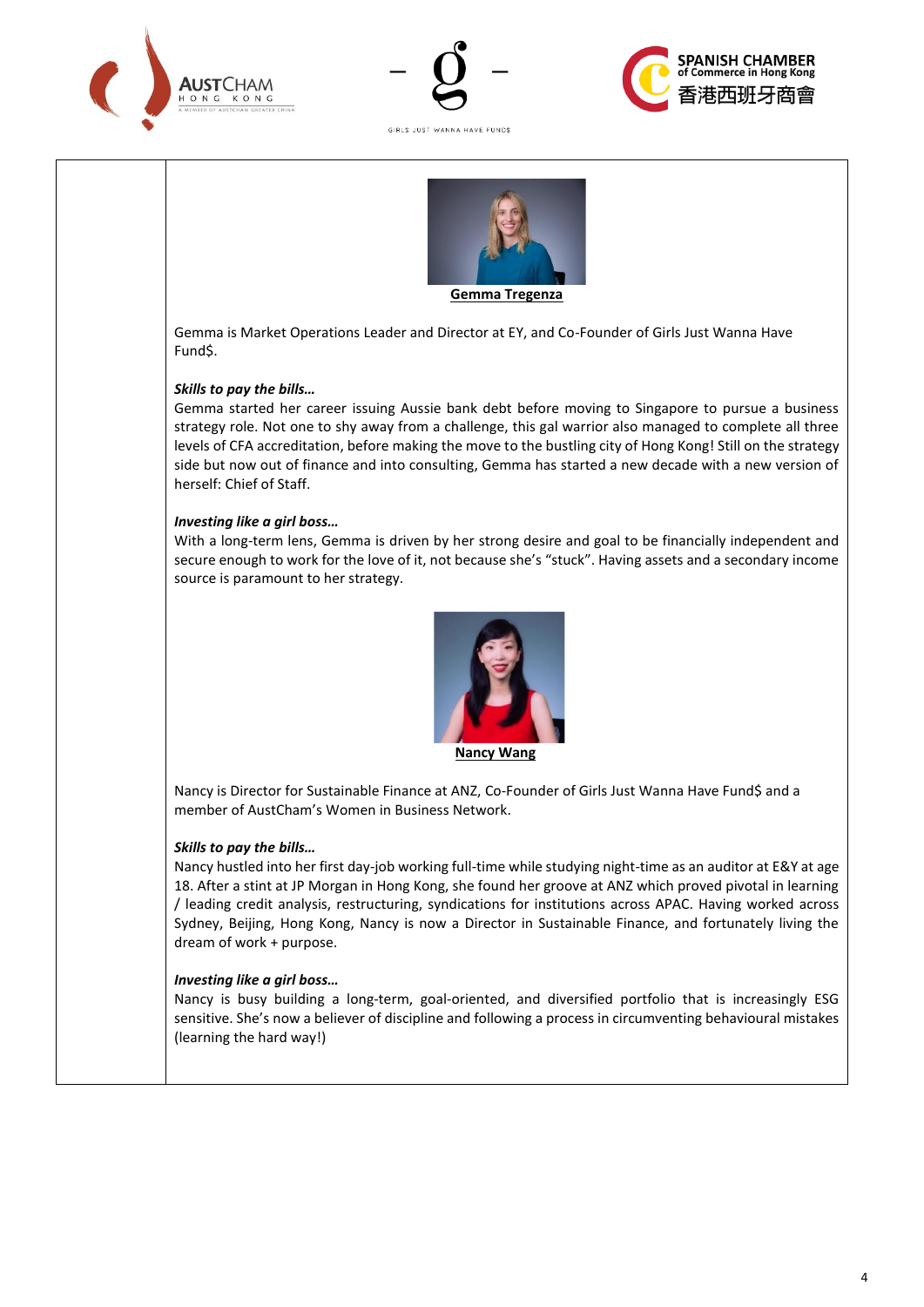**Gemma Tregenza**

Gemma is Market Operations Leader and Director at EY, and Co-Founder of Girls Just Wanna Have Fund$.

***Skills to pay the bills…***

Gemma started her career issuing Aussie bank debt before moving to Singapore to pursue a business strategy role. Not one to shy away from a challenge, this gal warrior also managed to complete all three levels of CFA accreditation, before making the move to the bustling city of Hong Kong! Still on the strategy side but now out of finance and into consulting, Gemma has started a new decade with a new version of herself: Chief of Staff.

***Investing like a girl boss…***

With a long-term lens, Gemma is driven by her strong desire and goal to be financially independent and secure enough to work for the love of it, not because she's "stuck". Having assets and a secondary income source is paramount to her strategy.

**Nancy Wang**

Nancy is Director for Sustainable Finance at ANZ, Co-Founder of Girls Just Wanna Have Fund$ and a member of AustCham's Women in Business Network.

***Skills to pay the bills…***

Nancy hustled into her first day-job working full-time while studying night-time as an auditor at E&Y at age 18. After a stint at JP Morgan in Hong Kong, she found her groove at ANZ which proved pivotal in learning / leading credit analysis, restructuring, syndications for institutions across APAC. Having worked across Sydney, Beijing, Hong Kong, Nancy is now a Director in Sustainable Finance, and fortunately living the dream of work + purpose.

***Investing like a girl boss…***

Nancy is busy building a long-term, goal-oriented, and diversified portfolio that is increasingly ESG sensitive. She's now a believer of discipline and following a process in circumventing behavioural mistakes (learning the hard way!)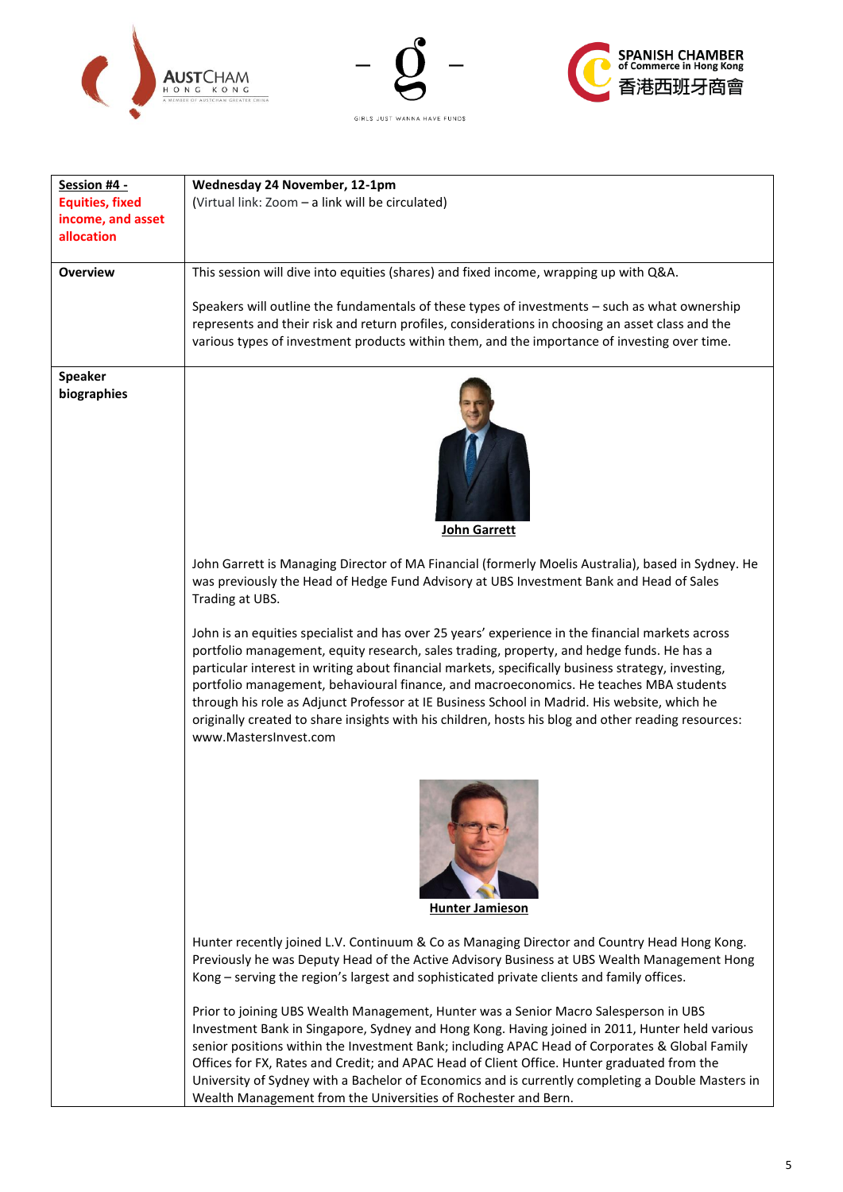| **Session #4 - Equities, fixed income, and asset allocation** | **Wednesday 24 November, 12-1pm**<br>(Virtual link: Zoom – a link will be circulated) |
|---|---|
| **Overview** | This session will dive into equities (shares) and fixed income, wrapping up with Q&A.<br><br>Speakers will outline the fundamentals of these types of investments – such as what ownership represents and their risk and return profiles, considerations in choosing an asset class and the various types of investment products within them, and the importance of investing over time. |
| **Speaker biographies** | **John Garrett**<br><br>John Garrett is Managing Director of MA Financial (formerly Moelis Australia), based in Sydney. He was previously the Head of Hedge Fund Advisory at UBS Investment Bank and Head of Sales Trading at UBS.<br><br>John is an equities specialist and has over 25 years' experience in the financial markets across portfolio management, equity research, sales trading, property, and hedge funds. He has a particular interest in writing about financial markets, specifically business strategy, investing, portfolio management, behavioural finance, and macroeconomics. He teaches MBA students through his role as Adjunct Professor at IE Business School in Madrid. His website, which he originally created to share insights with his children, hosts his blog and other reading resources: www.MastersInvest.com<br><br>**Hunter Jamieson**<br><br>Hunter recently joined L.V. Continuum & Co as Managing Director and Country Head Hong Kong. Previously he was Deputy Head of the Active Advisory Business at UBS Wealth Management Hong Kong – serving the region's largest and sophisticated private clients and family offices.<br><br>Prior to joining UBS Wealth Management, Hunter was a Senior Macro Salesperson in UBS Investment Bank in Singapore, Sydney and Hong Kong. Having joined in 2011, Hunter held various senior positions within the Investment Bank; including APAC Head of Corporates & Global Family Offices for FX, Rates and Credit; and APAC Head of Client Office. Hunter graduated from the University of Sydney with a Bachelor of Economics and is currently completing a Double Masters in Wealth Management from the Universities of Rochester and Bern. |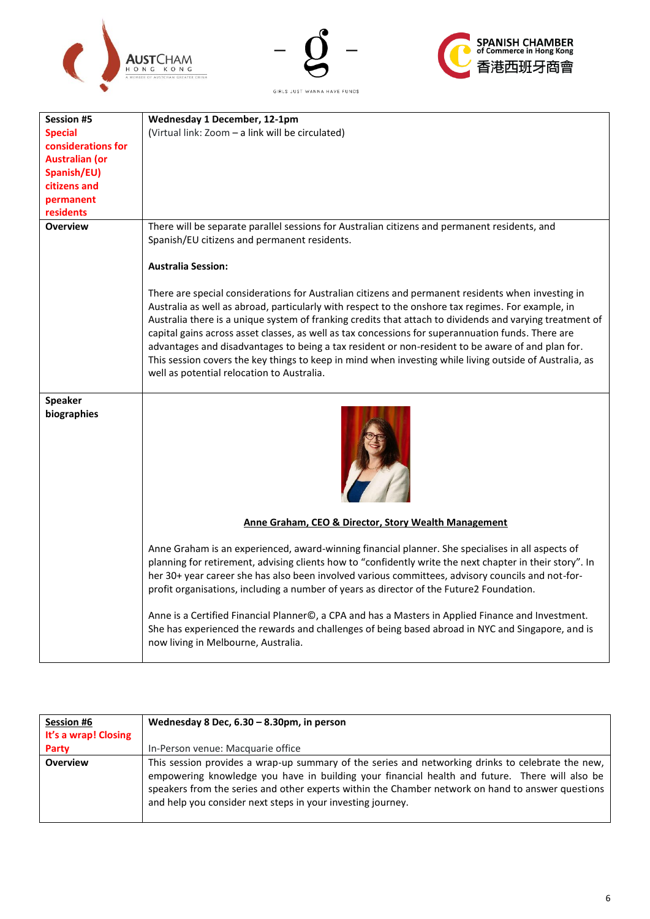| Session #5<br>**Special considerations for Australian (or Spanish/EU) citizens and permanent residents** | **Wednesday 1 December, 12-1pm**<br>(Virtual link: Zoom – a link will be circulated) |
| --- | --- |
| **Overview** | There will be separate parallel sessions for Australian citizens and permanent residents, and Spanish/EU citizens and permanent residents.<br><br>**Australia Session:**<br><br>There are special considerations for Australian citizens and permanent residents when investing in Australia as well as abroad, particularly with respect to the onshore tax regimes. For example, in Australia there is a unique system of franking credits that attach to dividends and varying treatment of capital gains across asset classes, as well as tax concessions for superannuation funds. There are advantages and disadvantages to being a tax resident or non-resident to be aware of and plan for. This session covers the key things to keep in mind when investing while living outside of Australia, as well as potential relocation to Australia. |
| **Speaker biographies** | **Anne Graham, CEO & Director, Story Wealth Management**<br><br>Anne Graham is an experienced, award-winning financial planner. She specialises in all aspects of planning for retirement, advising clients how to "confidently write the next chapter in their story". In her 30+ year career she has also been involved various committees, advisory councils and not-for-profit organisations, including a number of years as director of the Future2 Foundation.<br><br>Anne is a Certified Financial Planner©, a CPA and has a Masters in Applied Finance and Investment. She has experienced the rewards and challenges of being based abroad in NYC and Singapore, and is now living in Melbourne, Australia. |

| Session #6<br>**It's a wrap! Closing Party** | **Wednesday 8 Dec, 6.30 – 8.30pm, in person**<br><br>In-Person venue: Macquarie office |
| --- | --- |
| **Overview** | This session provides a wrap-up summary of the series and networking drinks to celebrate the new, empowering knowledge you have in building your financial health and future. There will also be speakers from the series and other experts within the Chamber network on hand to answer questions and help you consider next steps in your investing journey. |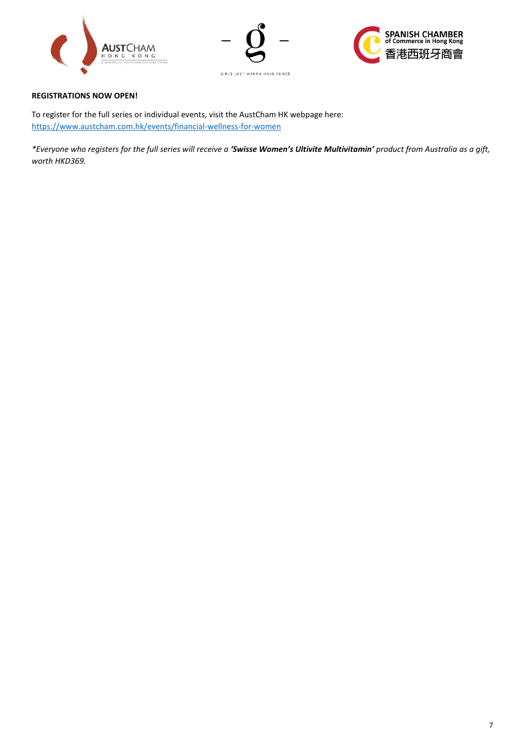**REGISTRATIONS NOW OPEN!**

To register for the full series or individual events, visit the AustCham HK webpage here:
[https://www.austcham.com.hk/events/financial-wellness-for-women](https://www.austcham.com.hk/events/financial-wellness-for-women)

*\*Everyone who registers for the full series will receive a **'Swisse Women's Ultivite Multivitamin'** product from Australia as a gift, worth HKD369.*